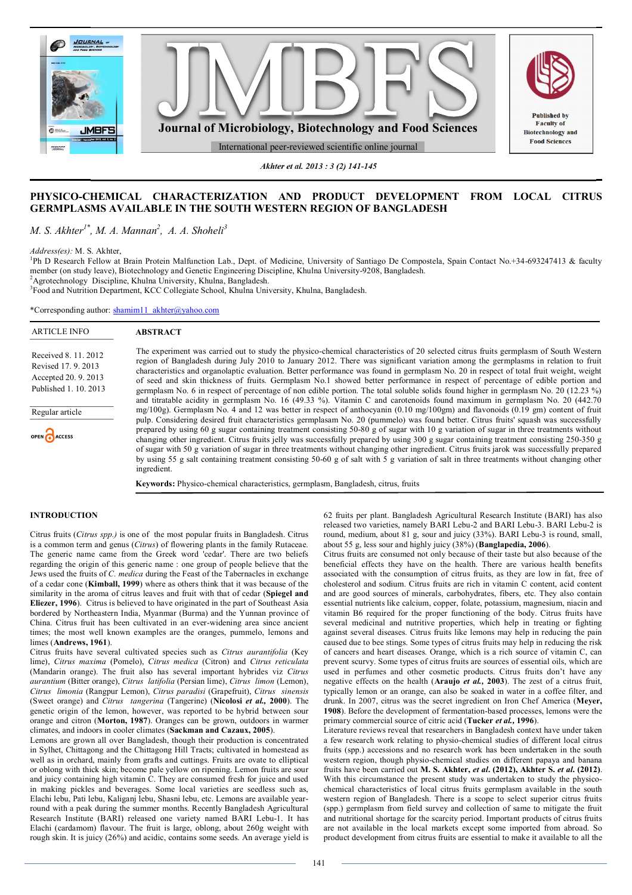# PHYSICO-CHEMICAL CHARACTERIZATION AND PRODUCT DEVELOPMENT FROM LOCAL CITRUS GERMPLASMS AVAILABLE IN THE SOUTH WESTERN REGION OF BANGLADESH

*M. S. Akhter[1*], M. A. Mannan[2], A. A. Shoheli[3]*

*Address(es):* M. S. Akhter,
[1]Ph D Research Fellow at Brain Protein Malfunction Lab., Dept. of Medicine, University of Santiago De Compostela, Spain Contact No.+34-693247413 & faculty member (on study leave), Biotechnology and Genetic Engineering Discipline, Khulna University-9208, Bangladesh.
[2]Agrotechnology Discipline, Khulna University, Khulna, Bangladesh.
[3]Food and Nutrition Department, KCC Collegiate School, Khulna University, Khulna, Bangladesh.

*Corresponding author: shamim11_akhter@yahoo.com

**ARTICLE INFO**

Received 8. 11. 2012
Revised 17. 9. 2013
Accepted 20. 9. 2013
Published 1. 10. 2013

Regular article

**ABSTRACT**

The experiment was carried out to study the physico-chemical characteristics of 20 selected citrus fruits germplasm of South Western region of Bangladesh during July 2010 to January 2012. There was significant variation among the germplasms in relation to fruit characteristics and organoleptic evaluation. Better performance was found in germplasm No. 20 in respect of total fruit weight, weight of seed and skin thickness of fruits. Germplasm No.1 showed better performance in respect of percentage of edible portion and germplasm No. 6 in respect of percentage of non edible portion. The total soluble solids found higher in germplasm No. 20 (12.23 %) and titratable acidity in germplasm No. 16 (49.33 %). Vitamin C and carotenoids found maximum in germplasm No. 20 (442.70 mg/100g). Germplasm No. 4 and 12 was better in respect of anthocyanin (0.10 mg/100gm) and flavonoids (0.19 gm) content of fruit pulp. Considering desired fruit characteristics germplasm No. 20 (pummelo) was found better. Citrus fruits' squash was successfully prepared by using 60 g sugar containing treatment consisting 50-80 g of sugar with 10 g variation of sugar in three treatments without changing other ingredient. Citrus fruits jelly was successfully prepared by using 300 g sugar containing treatment consisting 250-350 g of sugar with 50 g variation of sugar in three treatments without changing other ingredient. Citrus fruits jarok was successfully prepared by using 55 g salt containing treatment consisting 50-60 g of salt with 5 g variation of salt in three treatments without changing other ingredient.

**Keywords:** Physico-chemical characteristics, germplasm, Bangladesh, citrus, fruits

## INTRODUCTION

Citrus fruits (*Citrus spp.)* is one of the most popular fruits in Bangladesh. Citrus is a common term and genus (*Citrus*) of flowering plants in the family Rutaceae. The generic name came from the Greek word 'cedar'. There are two beliefs regarding the origin of this generic name : one group of people believe that the Jews used the fruits of *C. medica* during the Feast of the Tabernacles in exchange of a cedar cone (**Kimball, 1999**) where as others think that it was because of the similarity in the aroma of citrus leaves and fruit with that of cedar (**Spiegel and Eliezer, 1996**). Citrus is believed to have originated in the part of Southeast Asia bordered by Northeastern India, Myanmar (Burma) and the Yunnan province of China. Citrus fruit has been cultivated in an ever-widening area since ancient times; the most well known examples are the oranges, pummelo, lemons and limes (**Andrews, 1961**).

Citrus fruits have several cultivated species such as *Citrus aurantifolia* (Key lime), *Citrus maxima* (Pomelo), *Citrus medica* (Citron) and *Citrus reticulata* (Mandarin orange). The fruit also has several important hybrides viz *Citrus aurantium* (Bitter orange), *Citrus latifolia* (Persian lime), *Citrus limon* (Lemon), *Citrus limonia* (Rangpur Lemon), *Citrus paradisi* (Grapefruit), *Citrus sinensis* (Sweet orange) and *Citrus tangerina* (Tangerine) (**Nicolosi *et al.,* 2000**). The genetic origin of the lemon, however, was reported to be hybrid between sour orange and citron (**Morton, 1987**). Oranges can be grown, outdoors in warmer climates, and indoors in cooler climates (**Sackman and Cazaux, 2005**).

Lemons are grown all over Bangladesh, though their production is concentrated in Sylhet, Chittagong and the Chittagong Hill Tracts; cultivated in homestead as well as in orchard, mainly from grafts and cuttings. Fruits are ovate to elliptical or oblong with thick skin; become pale yellow on ripening. Lemon fruits are sour and juicy containing high vitamin C. They are consumed fresh for juice and used in making pickles and beverages. Some local varieties are seedless such as, Elachi lebu, Pati lebu, Kaliganj lebu, Shasni lebu, etc. Lemons are available year-round with a peak during the summer months. Recently Bangladesh Agricultural Research Institute (BARI) released one variety named BARI Lebu-1. It has Elachi (cardamom) flavour. The fruit is large, oblong, about 260g weight with rough skin. It is juicy (26%) and acidic, contains some seeds. An average yield is 62 fruits per plant. Bangladesh Agricultural Research Institute (BARI) has also released two varieties, namely BARI Lebu-2 and BARI Lebu-3. BARI Lebu-2 is round, medium, about 81 g, sour and juicy (33%). BARI Lebu-3 is round, small, about 55 g, less sour and highly juicy (38%) (**Banglapedia, 2006**).

Citrus fruits are consumed not only because of their taste but also because of the beneficial effects they have on the health. There are various health benefits associated with the consumption of citrus fruits, as they are low in fat, free of cholesterol and sodium. Citrus fruits are rich in vitamin C content, acid content and are good sources of minerals, carbohydrates, fibers, etc. They also contain essential nutrients like calcium, copper, folate, potassium, magnesium, niacin and vitamin B6 required for the proper functioning of the body. Citrus fruits have several medicinal and nutritive properties, which help in treating or fighting against several diseases. Citrus fruits like lemons may help in reducing the pain caused due to bee stings. Some types of citrus fruits may help in reducing the risk of cancers and heart diseases. Orange, which is a rich source of vitamin C, can prevent scurvy. Some types of citrus fruits are sources of essential oils, which are used in perfumes and other cosmetic products. Citrus fruits don't have any negative effects on the health (**Araujo *et al.*, 2003**). The zest of a citrus fruit, typically lemon or an orange, can also be soaked in water in a coffee filter, and drunk. In 2007, citrus was the secret ingredient on Iron Chef America (**Meyer, 1908**). Before the development of fermentation-based processes, lemons were the primary commercial source of citric acid (**Tucker *et al.*, 1996**).

Literature reviews reveal that researchers in Bangladesh context have under taken a few research work relating to physio-chemical studies of different local citrus fruits (spp.) accessions and no research work has been undertaken in the south western region, though physio-chemical studies on different papaya and banana fruits have been carried out **M. S. Akhter, *et al.* (2012), Akhter S. *et al.* (2012)**. With this circumstance the present study was undertaken to study the physico-chemical characteristics of local citrus fruits germplasm available in the south western region of Bangladesh. There is a scope to select superior citrus fruits (spp.) germplasm from field survey and collection of same to mitigate the fruit and nutritional shortage for the scarcity period. Important products of citrus fruits are not available in the local markets except some imported from abroad. So product development from citrus fruits are essential to make it available to all the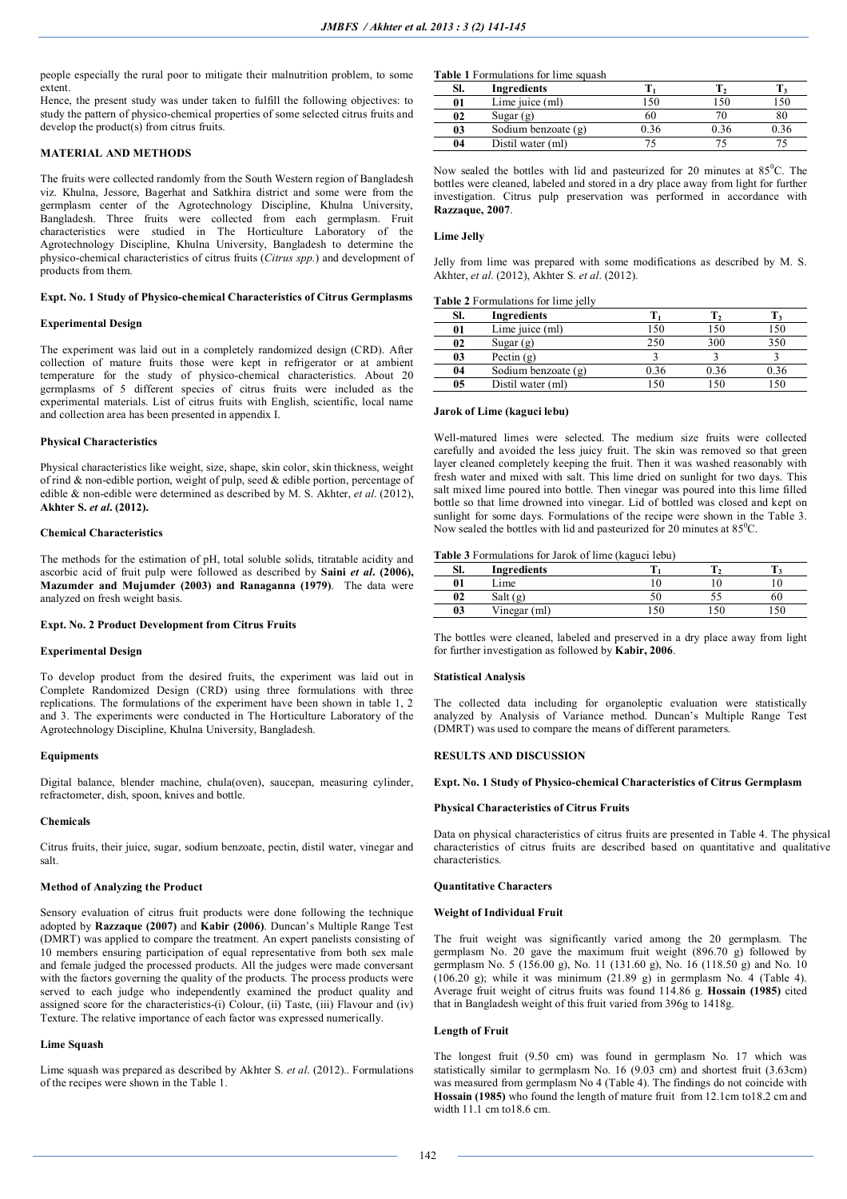people especially the rural poor to mitigate their malnutrition problem, to some extent.

Hence, the present study was under taken to fulfill the following objectives: to study the pattern of physico-chemical properties of some selected citrus fruits and develop the product(s) from citrus fruits.

## MATERIAL AND METHODS

The fruits were collected randomly from the South Western region of Bangladesh viz. Khulna, Jessore, Bagerhat and Satkhira district and some were from the germplasm center of the Agrotechnology Discipline, Khulna University, Bangladesh. Three fruits were collected from each germplasm. Fruit characteristics were studied in The Horticulture Laboratory of the Agrotechnology Discipline, Khulna University, Bangladesh to determine the physico-chemical characteristics of citrus fruits (*Citrus spp.*) and development of products from them.

### Expt. No. 1 Study of Physico-chemical Characteristics of Citrus Germplasms

#### Experimental Design

The experiment was laid out in a completely randomized design (CRD). After collection of mature fruits those were kept in refrigerator or at ambient temperature for the study of physico-chemical characteristics. About 20 germplasms of 5 different species of citrus fruits were included as the experimental materials. List of citrus fruits with English, scientific, local name and collection area has been presented in appendix I.

#### Physical Characteristics

Physical characteristics like weight, size, shape, skin color, skin thickness, weight of rind & non-edible portion, weight of pulp, seed & edible portion, percentage of edible & non-edible were determined as described by M. S. Akhter, *et al*. (2012), **Akhter S. *et al*. (2012).**

#### Chemical Characteristics

The methods for the estimation of pH, total soluble solids, titratable acidity and ascorbic acid of fruit pulp were followed as described by **Saini *et al*. (2006), Mazumder and Mujumder (2003) and Ranaganna (1979)**. The data were analyzed on fresh weight basis.

### Expt. No. 2 Product Development from Citrus Fruits

#### Experimental Design

To develop product from the desired fruits, the experiment was laid out in Complete Randomized Design (CRD) using three formulations with three replications. The formulations of the experiment have been shown in table 1, 2 and 3. The experiments were conducted in The Horticulture Laboratory of the Agrotechnology Discipline, Khulna University, Bangladesh.

#### Equipments

Digital balance, blender machine, chula(oven), saucepan, measuring cylinder, refractometer, dish, spoon, knives and bottle.

#### Chemicals

Citrus fruits, their juice, sugar, sodium benzoate, pectin, distil water, vinegar and salt.

#### Method of Analyzing the Product

Sensory evaluation of citrus fruit products were done following the technique adopted by **Razzaque (2007)** and **Kabir (2006)**. Duncan's Multiple Range Test (DMRT) was applied to compare the treatment. An expert panelists consisting of 10 members ensuring participation of equal representative from both sex male and female judged the processed products. All the judges were made conversant with the factors governing the quality of the products. The process products were served to each judge who independently examined the product quality and assigned score for the characteristics-(i) Colour, (ii) Taste, (iii) Flavour and (iv) Texture. The relative importance of each factor was expressed numerically.

#### Lime Squash

Lime squash was prepared as described by Akhter S. *et al*. (2012).. Formulations of the recipes were shown in the Table 1.

**Table 1** Formulations for lime squash

| Sl. | Ingredients | $T_1$ | $T_2$ | $T_3$ |
|---|---|---|---|---|
| 01 | Lime juice (ml) | 150 | 150 | 150 |
| 02 | Sugar (g) | 60 | 70 | 80 |
| 03 | Sodium benzoate (g) | 0.36 | 0.36 | 0.36 |
| 04 | Distil water (ml) | 75 | 75 | 75 |

Now sealed the bottles with lid and pasteurized for 20 minutes at 85$^0$C. The bottles were cleaned, labeled and stored in a dry place away from light for further investigation. Citrus pulp preservation was performed in accordance with **Razzaque, 2007**.

#### Lime Jelly

Jelly from lime was prepared with some modifications as described by M. S. Akhter, *et al*. (2012), Akhter S. *et al*. (2012).

**Table 2** Formulations for lime jelly

| Sl. | Ingredients | $T_1$ | $T_2$ | $T_3$ |
|---|---|---|---|---|
| 01 | Lime juice (ml) | 150 | 150 | 150 |
| 02 | Sugar (g) | 250 | 300 | 350 |
| 03 | Pectin (g) | 3 | 3 | 3 |
| 04 | Sodium benzoate (g) | 0.36 | 0.36 | 0.36 |
| 05 | Distil water (ml) | 150 | 150 | 150 |

#### Jarok of Lime (kaguci lebu)

Well-matured limes were selected. The medium size fruits were collected carefully and avoided the less juicy fruit. The skin was removed so that green layer cleaned completely keeping the fruit. Then it was washed reasonably with fresh water and mixed with salt. This lime dried on sunlight for two days. This salt mixed lime poured into bottle. Then vinegar was poured into this lime filled bottle so that lime drowned into vinegar. Lid of bottled was closed and kept on sunlight for some days. Formulations of the recipe were shown in the Table 3. Now sealed the bottles with lid and pasteurized for 20 minutes at 85$^0$C.

**Table 3** Formulations for Jarok of lime (kaguci lebu)

| Sl. | Ingredients | $T_1$ | $T_2$ | $T_3$ |
|---|---|---|---|---|
| 01 | Lime | 10 | 10 | 10 |
| 02 | Salt (g) | 50 | 55 | 60 |
| 03 | Vinegar (ml) | 150 | 150 | 150 |

The bottles were cleaned, labeled and preserved in a dry place away from light for further investigation as followed by **Kabir, 2006**.

#### Statistical Analysis

The collected data including for organoleptic evaluation were statistically analyzed by Analysis of Variance method. Duncan's Multiple Range Test (DMRT) was used to compare the means of different parameters.

## RESULTS AND DISCUSSION

### Expt. No. 1 Study of Physico-chemical Characteristics of Citrus Germplasm

#### Physical Characteristics of Citrus Fruits

Data on physical characteristics of citrus fruits are presented in Table 4. The physical characteristics of citrus fruits are described based on quantitative and qualitative characteristics.

#### Quantitative Characters

#### Weight of Individual Fruit

The fruit weight was significantly varied among the 20 germplasm. The germplasm No. 20 gave the maximum fruit weight (896.70 g) followed by germplasm No. 5 (156.00 g), No. 11 (131.60 g), No. 16 (118.50 g) and No. 10 (106.20 g); while it was minimum (21.89 g) in germplasm No. 4 (Table 4). Average fruit weight of citrus fruits was found 114.86 g. **Hossain (1985)** cited that in Bangladesh weight of this fruit varied from 396g to 1418g.

#### Length of Fruit

The longest fruit (9.50 cm) was found in germplasm No. 17 which was statistically similar to germplasm No. 16 (9.03 cm) and shortest fruit (3.63cm) was measured from germplasm No 4 (Table 4). The findings do not coincide with **Hossain (1985)** who found the length of mature fruit from 12.1cm to18.2 cm and width 11.1 cm to18.6 cm.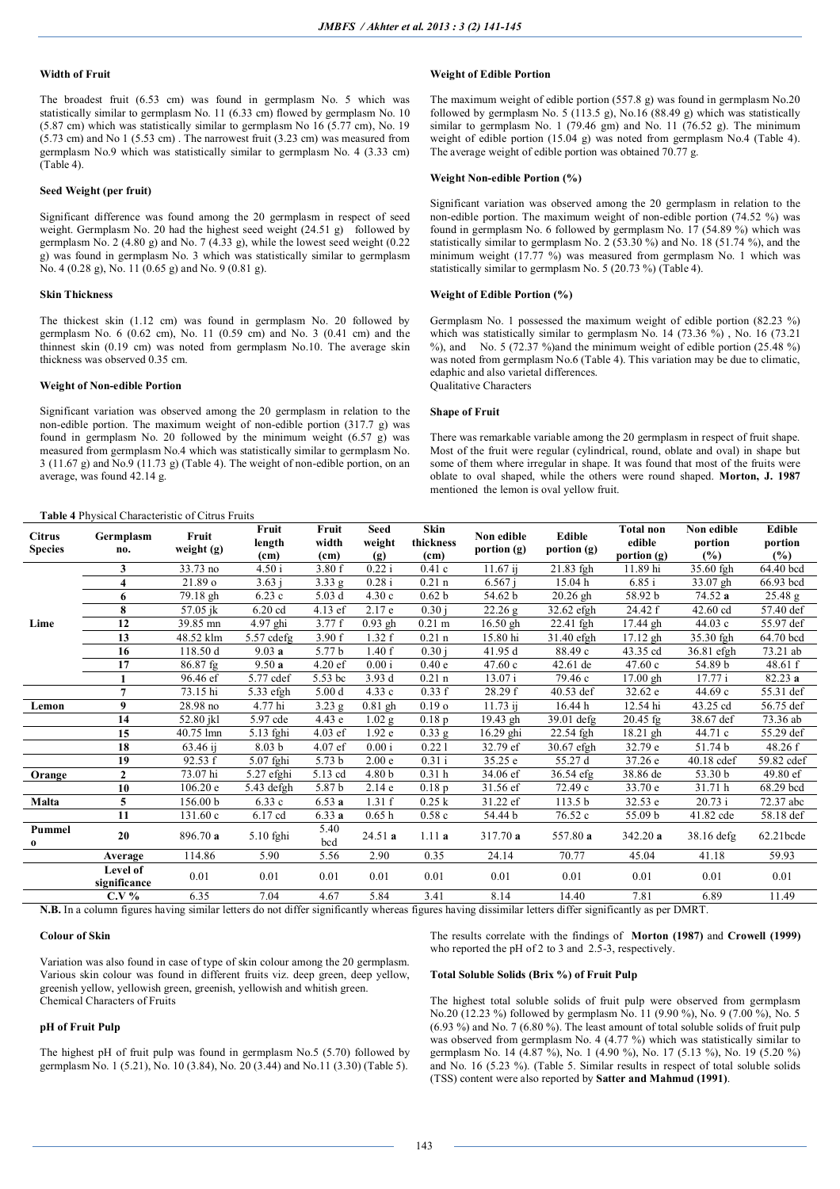#### Width of Fruit

The broadest fruit (6.53 cm) was found in germplasm No. 5 which was statistically similar to germplasm No. 11 (6.33 cm) flowed by germplasm No. 10 (5.87 cm) which was statistically similar to germplasm No 16 (5.77 cm), No. 19 (5.73 cm) and No 1 (5.53 cm) . The narrowest fruit (3.23 cm) was measured from germplasm No.9 which was statistically similar to germplasm No. 4 (3.33 cm) (Table 4).

#### Seed Weight (per fruit)

Significant difference was found among the 20 germplasm in respect of seed weight. Germplasm No. 20 had the highest seed weight (24.51 g) followed by germplasm No. 2 (4.80 g) and No. 7 (4.33 g), while the lowest seed weight (0.22 g) was found in germplasm No. 3 which was statistically similar to germplasm No. 4 (0.28 g), No. 11 (0.65 g) and No. 9 (0.81 g).

#### Skin Thickness

The thickest skin (1.12 cm) was found in germplasm No. 20 followed by germplasm No. 6 (0.62 cm), No. 11 (0.59 cm) and No. 3 (0.41 cm) and the thinnest skin (0.19 cm) was noted from germplasm No.10. The average skin thickness was observed 0.35 cm.

#### Weight of Non-edible Portion

Significant variation was observed among the 20 germplasm in relation to the non-edible portion. The maximum weight of non-edible portion (317.7 g) was found in germplasm No. 20 followed by the minimum weight (6.57 g) was measured from germplasm No.4 which was statistically similar to germplasm No. 3 (11.67 g) and No.9 (11.73 g) (Table 4). The weight of non-edible portion, on an average, was found 42.14 g.

#### Weight of Edible Portion

The maximum weight of edible portion (557.8 g) was found in germplasm No.20 followed by germplasm No. 5 (113.5 g), No.16 (88.49 g) which was statistically similar to germplasm No. 1 (79.46 gm) and No. 11 (76.52 g). The minimum weight of edible portion (15.04 g) was noted from germplasm No.4 (Table 4). The average weight of edible portion was obtained 70.77 g.

#### Weight Non-edible Portion (%)

Significant variation was observed among the 20 germplasm in relation to the non-edible portion. The maximum weight of non-edible portion (74.52 %) was found in germplasm No. 6 followed by germplasm No. 17 (54.89 %) which was statistically similar to germplasm No. 2 (53.30 %) and No. 18 (51.74 %), and the minimum weight (17.77 %) was measured from germplasm No. 1 which was statistically similar to germplasm No. 5 (20.73 %) (Table 4).

#### Weight of Edible Portion (%)

Germplasm No. 1 possessed the maximum weight of edible portion (82.23 %) which was statistically similar to germplasm No. 14 (73.36 %) , No. 16 (73.21 %), and No. 5 (72.37 %)and the minimum weight of edible portion (25.48 %) was noted from germplasm No.6 (Table 4). This variation may be due to climatic, edaphic and also varietal differences.

Qualitative Characters

#### Shape of Fruit

There was remarkable variable among the 20 germplasm in respect of fruit shape. Most of the fruit were regular (cylindrical, round, oblate and oval) in shape but some of them where irregular in shape. It was found that most of the fruits were oblate to oval shaped, while the others were round shaped. **Morton, J. 1987** mentioned the lemon is oval yellow fruit.

**Table 4** Physical Characteristic of Citrus Fruits

| Citrus Species | Germplasm no. | Fruit weight (g) | Fruit length (cm) | Fruit width (cm) | Seed weight (g) | Skin thickness (cm) | Non edible portion (g) | Edible portion (g) | Total non edible portion (g) | Non edible portion (%) | Edible portion (%) |
|---|---|---|---|---|---|---|---|---|---|---|---|
| Lime | 3 | 33.73 no | 4.50 i | 3.80 f | 0.22 i | 0.41 c | 11.67 ij | 21.83 fgh | 11.89 hi | 35.60 fgh | 64.40 bcd |
| | 4 | 21.89 o | 3.63 j | 3.33 g | 0.28 i | 0.21 n | 6.567 j | 15.04 h | 6.85 i | 33.07 gh | 66.93 bcd |
| | 6 | 79.18 gh | 6.23 c | 5.03 d | 4.30 c | 0.62 b | 54.62 b | 20.26 gh | 58.92 b | 74.52 **a** | 25.48 g |
| | 8 | 57.05 jk | 6.20 cd | 4.13 ef | 2.17 e | 0.30 j | 22.26 g | 32.62 efgh | 24.42 f | 42.60 cd | 57.40 def |
| | 12 | 39.85 mn | 4.97 ghi | 3.77 f | 0.93 gh | 0.21 m | 16.50 gh | 22.41 fgh | 17.44 gh | 44.03 c | 55.97 def |
| | 13 | 48.52 klm | 5.57 cdefg | 3.90 f | 1.32 f | 0.21 n | 15.80 hi | 31.40 efgh | 17.12 gh | 35.30 fgh | 64.70 bcd |
| | 16 | 118.50 d | 9.03 **a** | 5.77 b | 1.40 f | 0.30 j | 41.95 d | 88.49 c | 43.35 cd | 36.81 efgh | 73.21 ab |
| | 17 | 86.87 fg | 9.50 **a** | 4.20 ef | 0.00 i | 0.40 e | 47.60 c | 42.61 de | 47.60 c | 54.89 b | 48.61 f |
| Lemon | 1 | 96.46 ef | 5.77 cdef | 5.53 bc | 3.93 d | 0.21 n | 13.07 i | 79.46 c | 17.00 gh | 17.77 i | 82.23 **a** |
| | 7 | 73.15 hi | 5.33 efgh | 5.00 d | 4.33 c | 0.33 f | 28.29 f | 40.53 def | 32.62 e | 44.69 c | 55.31 def |
| | 9 | 28.98 no | 4.77 hi | 3.23 g | 0.81 gh | 0.19 o | 11.73 ij | 16.44 h | 12.54 hi | 43.25 cd | 56.75 def |
| | 14 | 52.80 jkl | 5.97 cde | 4.43 e | 1.02 g | 0.18 p | 19.43 gh | 39.01 defg | 20.45 fg | 38.67 def | 73.36 ab |
| | 15 | 40.75 lmn | 5.13 fghi | 4.03 ef | 1.92 e | 0.33 g | 16.29 ghi | 22.54 fgh | 18.21 gh | 44.71 c | 55.29 def |
| | 18 | 63.46 ij | 8.03 b | 4.07 ef | 0.00 i | 0.22 l | 32.79 ef | 30.67 efgh | 32.79 e | 51.74 b | 48.26 f |
| | 19 | 92.53 f | 5.07 fghi | 5.73 b | 2.00 e | 0.31 i | 35.25 e | 55.27 d | 37.26 e | 40.18 cdef | 59.82 cdef |
| Orange | 2 | 73.07 hi | 5.27 efghi | 5.13 cd | 4.80 b | 0.31 h | 34.06 ef | 36.54 efg | 38.86 de | 53.30 b | 49.80 ef |
| | 10 | 106.20 e | 5.43 defgh | 5.87 b | 2.14 e | 0.18 p | 31.56 ef | 72.49 c | 33.70 e | 31.71 h | 68.29 bcd |
| Malta | 5 | 156.00 b | 6.33 c | 6.53 **a** | 1.31 f | 0.25 k | 31.22 ef | 113.5 b | 32.53 e | 20.73 i | 72.37 abc |
| | 11 | 131.60 c | 6.17 cd | 6.33 **a** | 0.65 h | 0.58 c | 54.44 b | 76.52 c | 55.09 b | 41.82 cde | 58.18 def |
| Pummelo | 20 | 896.70 **a** | 5.10 fghi | 5.40 bcd | 24.51 **a** | 1.11 **a** | 317.70 **a** | 557.80 **a** | 342.20 **a** | 38.16 defg | 62.21bcde |
| | Average | 114.86 | 5.90 | 5.56 | 2.90 | 0.35 | 24.14 | 70.77 | 45.04 | 41.18 | 59.93 |
| | Level of significance | 0.01 | 0.01 | 0.01 | 0.01 | 0.01 | 0.01 | 0.01 | 0.01 | 0.01 | 0.01 |
| | C.V % | 6.35 | 7.04 | 4.67 | 5.84 | 3.41 | 8.14 | 14.40 | 7.81 | 6.89 | 11.49 |

**N.B.** In a column figures having similar letters do not differ significantly whereas figures having dissimilar letters differ significantly as per DMRT.

#### Colour of Skin

Variation was also found in case of type of skin colour among the 20 germplasm. Various skin colour was found in different fruits viz. deep green, deep yellow, greenish yellow, yellowish green, greenish, yellowish and whitish green.

Chemical Characters of Fruits

#### pH of Fruit Pulp

The highest pH of fruit pulp was found in germplasm No.5 (5.70) followed by germplasm No. 1 (5.21), No. 10 (3.84), No. 20 (3.44) and No.11 (3.30) (Table 5). The results correlate with the findings of **Morton (1987)** and **Crowell (1999)** who reported the pH of 2 to 3 and 2.5-3, respectively.

#### Total Soluble Solids (Brix %) of Fruit Pulp

The highest total soluble solids of fruit pulp were observed from germplasm No.20 (12.23 %) followed by germplasm No. 11 (9.90 %), No. 9 (7.00 %), No. 5 (6.93 %) and No. 7 (6.80 %). The least amount of total soluble solids of fruit pulp was observed from germplasm No. 4 (4.77 %) which was statistically similar to germplasm No. 14 (4.87 %), No. 1 (4.90 %), No. 17 (5.13 %), No. 19 (5.20 %) and No. 16 (5.23 %). (Table 5. Similar results in respect of total soluble solids (TSS) content were also reported by **Satter and Mahmud (1991)**.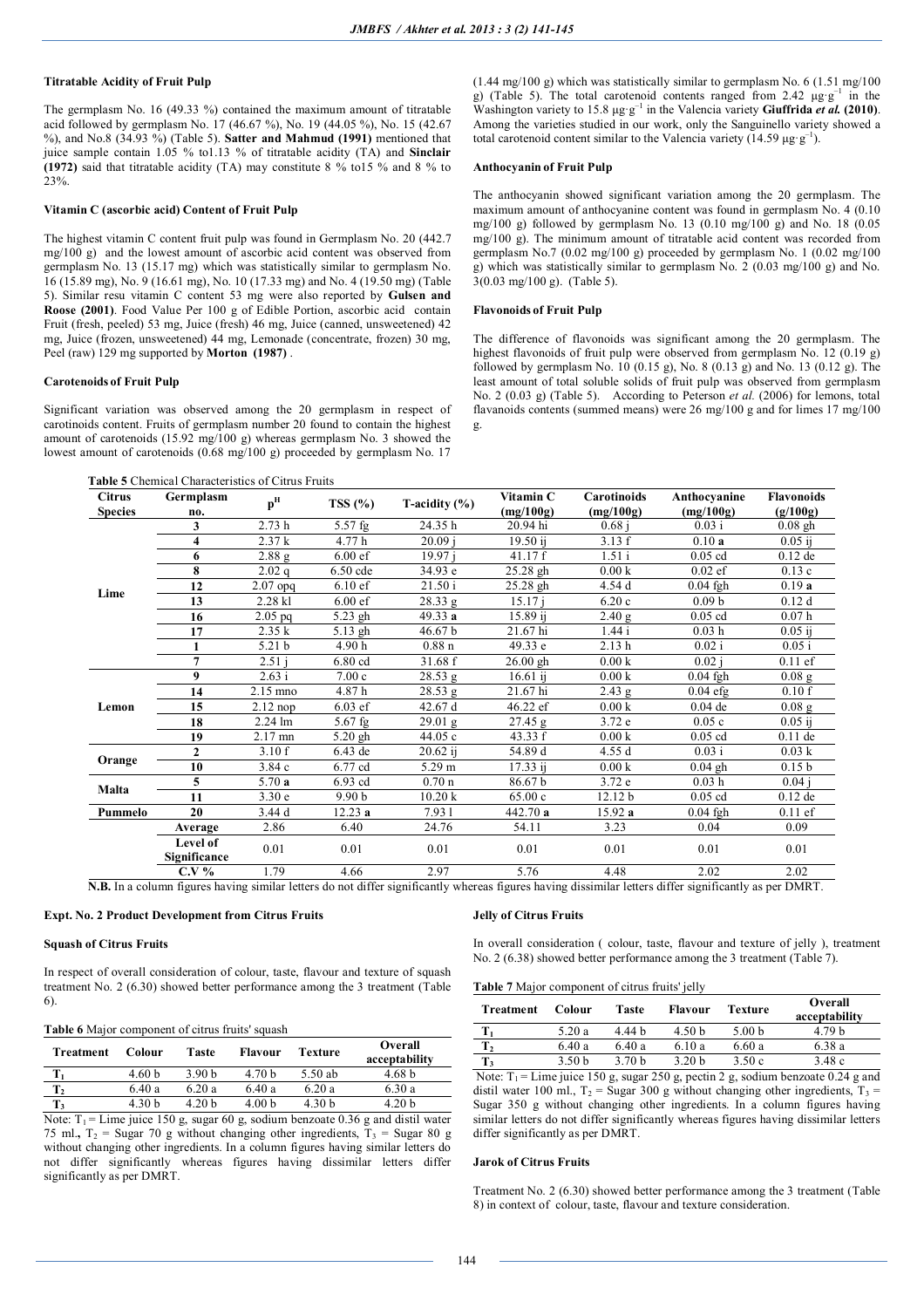### Titratable Acidity of Fruit Pulp

The germplasm No. 16 (49.33 %) contained the maximum amount of titratable acid followed by germplasm No. 17 (46.67 %), No. 19 (44.05 %), No. 15 (42.67 %), and No.8 (34.93 %) (Table 5). **Satter and Mahmud (1991)** mentioned that juice sample contain 1.05 % to1.13 % of titratable acidity (TA) and **Sinclair (1972)** said that titratable acidity (TA) may constitute 8 % to15 % and 8 % to 23%.

### Vitamin C (ascorbic acid) Content of Fruit Pulp

The highest vitamin C content fruit pulp was found in Germplasm No. 20 (442.7 mg/100 g) and the lowest amount of ascorbic acid content was observed from germplasm No. 13 (15.17 mg) which was statistically similar to germplasm No. 16 (15.89 mg), No. 9 (16.61 mg), No. 10 (17.33 mg) and No. 4 (19.50 mg) (Table 5). Similar resu vitamin C content 53 mg were also reported by **Gulsen and Roose (2001)**. Food Value Per 100 g of Edible Portion, ascorbic acid contain Fruit (fresh, peeled) 53 mg, Juice (fresh) 46 mg, Juice (canned, unsweetened) 42 mg, Juice (frozen, unsweetened) 44 mg, Lemonade (concentrate, frozen) 30 mg, Peel (raw) 129 mg supported by **Morton (1987)** .

### Carotenoids of Fruit Pulp

Significant variation was observed among the 20 germplasm in respect of carotinoids content. Fruits of germplasm number 20 found to contain the highest amount of carotenoids (15.92 mg/100 g) whereas germplasm No. 3 showed the lowest amount of carotenoids (0.68 mg/100 g) proceeded by germplasm No. 17 (1.44 mg/100 g) which was statistically similar to germplasm No. 6 (1.51 mg/100 g) (Table 5). The total carotenoid contents ranged from 2.42 $\mu g \cdot g^{-1}$ in the Washington variety to 15.8 $\mu g \cdot g^{-1}$ in the Valencia variety **Giuffrida *et al.* (2010)**. Among the varieties studied in our work, only the Sanguinello variety showed a total carotenoid content similar to the Valencia variety (14.59 $\mu g \cdot g^{-1}$).

### Anthocyanin of Fruit Pulp

The anthocyanin showed significant variation among the 20 germplasm. The maximum amount of anthocyanine content was found in germplasm No. 4 (0.10 mg/100 g) followed by germplasm No. 13 (0.10 mg/100 g) and No. 18 (0.05 mg/100 g). The minimum amount of titratable acid content was recorded from germplasm No.7 (0.02 mg/100 g) proceeded by germplasm No. 1 (0.02 mg/100 g) which was statistically similar to germplasm No. 2 (0.03 mg/100 g) and No. 3(0.03 mg/100 g). (Table 5).

### Flavonoids of Fruit Pulp

The difference of flavonoids was significant among the 20 germplasm. The highest flavonoids of fruit pulp were observed from germplasm No. 12 (0.19 g) followed by germplasm No. 10 (0.15 g), No. 8 (0.13 g) and No. 13 (0.12 g). The least amount of total soluble solids of fruit pulp was observed from germplasm No. 2 (0.03 g) (Table 5). According to Peterson *et al.* (2006) for lemons, total flavanoids contents (summed means) were 26 mg/100 g and for limes 17 mg/100 g.

**Table 5** Chemical Characteristics of Citrus Fruits

| Citrus Species | Germplasm no. | $p^H$ | TSS (%) | T-acidity (%) | Vitamin C (mg/100g) | Carotinoids (mg/100g) | Anthocyanine (mg/100g) | Flavonoids (g/100g) |
|---|---|---|---|---|---|---|---|---|
| Lime | 3 | 2.73 h | 5.57 fg | 24.35 h | 20.94 hi | 0.68 j | 0.03 i | 0.08 gh |
| | 4 | 2.37 k | 4.77 h | 20.09 j | 19.50 ij | 3.13 f | 0.10 **a** | 0.05 ij |
| | 6 | 2.88 g | 6.00 ef | 19.97 j | 41.17 f | 1.51 i | 0.05 cd | 0.12 de |
| | 8 | 2.02 q | 6.50 cde | 34.93 e | 25.28 gh | 0.00 k | 0.02 ef | 0.13 c |
| | 12 | 2.07 opq | 6.10 ef | 21.50 i | 25.28 gh | 4.54 d | 0.04 fgh | 0.19 **a** |
| | 13 | 2.28 kl | 6.00 ef | 28.33 g | 15.17 j | 6.20 c | 0.09 b | 0.12 d |
| | 16 | 2.05 pq | 5.23 gh | 49.33 **a** | 15.89 ij | 2.40 g | 0.05 cd | 0.07 h |
| | 17 | 2.35 k | 5.13 gh | 46.67 b | 21.67 hi | 1.44 i | 0.03 h | 0.05 ij |
| Lemon | 1 | 5.21 b | 4.90 h | 0.88 n | 49.33 e | 2.13 h | 0.02 i | 0.05 i |
| | 7 | 2.51 j | 6.80 cd | 31.68 f | 26.00 gh | 0.00 k | 0.02 j | 0.11 ef |
| | 9 | 2.63 i | 7.00 c | 28.53 g | 16.61 ij | 0.00 k | 0.04 fgh | 0.08 g |
| | 14 | 2.15 mno | 4.87 h | 28.53 g | 21.67 hi | 2.43 g | 0.04 efg | 0.10 f |
| | 15 | 2.12 nop | 6.03 ef | 42.67 d | 46.22 ef | 0.00 k | 0.04 de | 0.08 g |
| | 18 | 2.24 lm | 5.67 fg | 29.01 g | 27.45 g | 3.72 e | 0.05 c | 0.05 ij |
| | 19 | 2.17 mn | 5.20 gh | 44.05 c | 43.33 f | 0.00 k | 0.05 cd | 0.11 de |
| Orange | 2 | 3.10 f | 6.43 de | 20.62 ij | 54.89 d | 4.55 d | 0.03 i | 0.03 k |
| | 10 | 3.84 c | 6.77 cd | 5.29 m | 17.33 ij | 0.00 k | 0.04 gh | 0.15 b |
| Malta | 5 | 5.70 **a** | 6.93 cd | 0.70 n | 86.67 b | 3.72 e | 0.03 h | 0.04 j |
| | 11 | 3.30 e | 9.90 b | 10.20 k | 65.00 c | 12.12 b | 0.05 cd | 0.12 de |
| Pummelo | 20 | 3.44 d | 12.23 **a** | 7.93 l | 442.70 **a** | 15.92 **a** | 0.04 fgh | 0.11 ef |
| | Average | 2.86 | 6.40 | 24.76 | 54.11 | 3.23 | 0.04 | 0.09 |
| | Level of Significance | 0.01 | 0.01 | 0.01 | 0.01 | 0.01 | 0.01 | 0.01 |
| | C.V % | 1.79 | 4.66 | 2.97 | 5.76 | 4.48 | 2.02 | 2.02 |

**N.B.** In a column figures having similar letters do not differ significantly whereas figures having dissimilar letters differ significantly as per DMRT.

### Expt. No. 2 Product Development from Citrus Fruits

### Squash of Citrus Fruits

In respect of overall consideration of colour, taste, flavour and texture of squash treatment No. 2 (6.30) showed better performance among the 3 treatment (Table 6).

**Table 6** Major component of citrus fruits' squash

| Treatment | Colour | Taste | Flavour | Texture | Overall acceptability |
|---|---|---|---|---|---|
| $T_1$ | 4.60 b | 3.90 b | 4.70 b | 5.50 ab | 4.68 b |
| $T_2$ | 6.40 a | 6.20 a | 6.40 a | 6.20 a | 6.30 a |
| $T_3$ | 4.30 b | 4.20 b | 4.00 b | 4.30 b | 4.20 b |

Note: $T_1$ = Lime juice 150 g, sugar 60 g, sodium benzoate 0.36 g and distil water 75 ml., $T_2$ = Sugar 70 g without changing other ingredients, $T_3$ = Sugar 80 g without changing other ingredients. In a column figures having similar letters do not differ significantly whereas figures having dissimilar letters differ significantly as per DMRT.

### Jelly of Citrus Fruits

In overall consideration ( colour, taste, flavour and texture of jelly ), treatment No. 2 (6.38) showed better performance among the 3 treatment (Table 7).

**Table 7** Major component of citrus fruits' jelly

| Treatment | Colour | Taste | Flavour | Texture | Overall acceptability |
|---|---|---|---|---|---|
| $T_1$ | 5.20 a | 4.44 b | 4.50 b | 5.00 b | 4.79 b |
| $T_2$ | 6.40 a | 6.40 a | 6.10 a | 6.60 a | 6.38 a |
| $T_3$ | 3.50 b | 3.70 b | 3.20 b | 3.50 c | 3.48 c |

Note: $T_1$ = Lime juice 150 g, sugar 250 g, pectin 2 g, sodium benzoate 0.24 g and distil water 100 ml., $T_2$ = Sugar 300 g without changing other ingredients, $T_3$ = Sugar 350 g without changing other ingredients. In a column figures having similar letters do not differ significantly whereas figures having dissimilar letters differ significantly as per DMRT.

### Jarok of Citrus Fruits

Treatment No. 2 (6.30) showed better performance among the 3 treatment (Table 8) in context of colour, taste, flavour and texture consideration.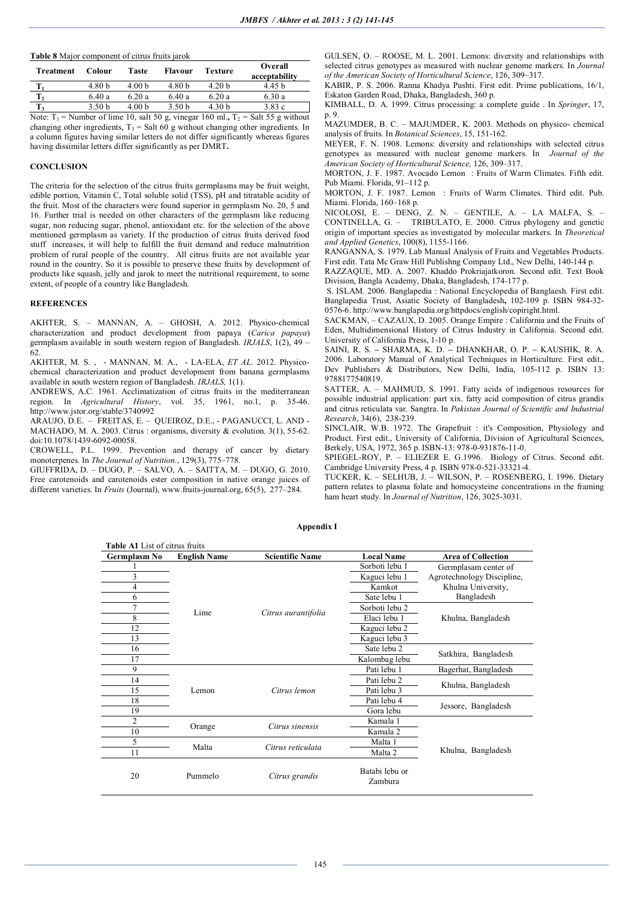**Table 8** Major component of citrus fruits jarok

| Treatment | Colour | Taste | Flavour | Texture | Overall acceptability |
|---|---|---|---|---|---|
| $T_1$ | 4.80 b | 4.00 b | 4.80 b | 4.20 b | 4.45 b |
| $T_2$ | 6.40 a | 6.20 a | 6.40 a | 6.20 a | 6.30 a |
| $T_3$ | 3.50 b | 4.00 b | 3.50 b | 4.30 b | 3.83 c |

Note: $T_1$ = Number of lime 10, salt 50 g, vinegar 160 ml., $T_2$ = Salt 55 g without changing other ingredients, $T_3$ = Salt 60 g without changing other ingredients. In a column figures having similar letters do not differ significantly whereas figures having dissimilar letters differ significantly as per DMRT.

## CONCLUSION

The criteria for the selection of the citrus fruits germplasms may be fruit weight, edible portion, Vitamin C, Total soluble solid (TSS), pH and titratable acidity of the fruit. Most of the characters were found superior in germplasm No. 20, 5 and 16. Further trial is needed on other characters of the germplasm like reducing sugar, non reducing sugar, phenol, antioxidant etc. for the selection of the above mentioned germplasm as variety. If the production of citrus fruits derived food stuff increases, it will help to fulfill the fruit demand and reduce malnutrition problem of rural people of the country. All citrus fruits are not available year round in the country. So it is possible to preserve these fruits by development of products like squash, jelly and jarok to meet the nutritional requirement, to some extent, of people of a country like Bangladesh.

## REFERENCES

AKHTER, S. – MANNAN, A. – GHOSH, A. 2012. Physico-chemical characterization and product development from papaya (*Carica papaya*) germplasm available in south western region of Bangladesh. *IRJALS*, 1(2), 49 – 62.

AKHTER, M. S. , - MANNAN, M. A., - LA-ELA, *ET AL*. 2012. Physico-chemical characterization and product development from banana germplasms available in south western region of Bangladesh. *IRJALS,* 1(1).

ANDREWS, A.C. 1961. Acclimatization of citrus fruits in the mediterranean region. In *Agricultural History*, vol. 35, 1961, no.1, p. 35-46. http://www.jstor.org/stable/3740992

ARAUJO, D.E. – FREITAS, E. – QUEIROZ, D.E., - PAGANUCCI, L. AND - MACHADO, M. A. 2003. Citrus : organisms, diversity & evolution. 3(1), 55-62. doi:10.1078/1439-6092-00058.

CROWELL, P.L. 1999. Prevention and therapy of cancer by dietary monoterpenes. In *The Journal of Nutrition.*, 129(3), 775–778.

GIUFFRIDA, D. – DUGO, P. – SALVO, A. – SAITTA, M. – DUGO, G. 2010. Free carotenoids and carotenoids ester composition in native orange juices of different varieties. In *Fruits* (Journal), www.fruits-journal.org, 65(5), 277–284.

GULSEN, O. – ROOSE, M. L. 2001. Lemons: diversity and relationships with selected citrus genotypes as measured with nuclear genome markers. In *Journal of the American Society of Horticultural Science*, 126, 309–317.

KABIR, P. S. 2006. Ranna Khadya Pushti. First edit. Prime publications, 16/1, Eskaton Garden Road, Dhaka, Bangladesh, 360 p.

KIMBALL, D. A. 1999. Citrus processing: a complete guide . In *Springer*, 17, p. 9.

MAZUMDER, B. C. – MAJUMDER, K. 2003. Methods on physico- chemical analysis of fruits. In *Botanical Sciences*, 15, 151-162.

MEYER, F. N. 1908. Lemons: diversity and relationships with selected citrus genotypes as measured with nuclear genome markers. In *Journal of the American Society of Horticultural Science,* 126, 309–317.

MORTON, J. F. 1987. Avocado Lemon : Fruits of Warm Climates. Fifth edit. Pub Miami. Florida, 91–112 p.

MORTON, J. F. 1987. Lemon : Fruits of Warm Climates. Third edit. Pub. Miami. Florida, 160–168 p.

NICOLOSI, E. – DENG, Z. N. – GENTILE, A. – LA MALFA, S. – CONTINELLA, G. – TRIBULATO, E. 2000. Citrus phylogeny and genetic origin of important species as investigated by molecular markers. In *Theoretical and Applied Genetics*, 100(8), 1155-1166.

RANGANNA, S. 1979. Lab Manual Analysis of Fruits and Vegetables Products. First edit. Tata Mc Graw Hill Publishng Company Ltd., New Delhi, 140-144 p.

RAZZAQUE, MD. A. 2007. Khaddo Prokriajatkoron. Second edit. Text Book Division, Bangla Academy, Dhaka, Bangladesh, 174-177 p.

S. ISLAM. 2006. Banglapedia : National Encyclopedia of Banglaesh. First edit. Banglapedia Trust, Asiatic Society of Bangladesh**,** 102-109 p. ISBN 984-32-0576-6. http://www.banglapedia.org/httpdocs/english/copiright.html.

SACKMAN, – CAZAUX, D. 2005. Orange Empire : California and the Fruits of Eden, Multidimensional History of Citrus Industry in California. Second edit. University of California Press, 1-10 p.

SAINI, R. S. **–** SHARMA, K. D. **–** DHANKHAR, O. P. **–** KAUSHIK, R. A. 2006. Laboratory Manual of Analytical Techniques in Horticulture. First edit., Dev Publishers & Distributors, New Delhi, India, 105-112 p. ISBN 13: 9788177540819.

SATTER, A. – MAHMUD, S. 1991. Fatty acids of indigenous resources for possible industrial application: part xix. fatty acid composition of citrus grandis and citrus reticulata var. Sangtra. In *Pakistan Journal of Scientific and Industrial Research*, 34(6), 238-239.

SINCLAIR, W.B. 1972. The Grapefruit : it's Composition, Physiology and Product. First edit., University of California, Division of Agricultural Sciences, Berkely, USA, 1972, 365 p. ISBN-13: 978-0-931876-11-0.

SPIEGEL-ROY, P. – ELIEZER E. G.1996. Biology of Citrus. Second edit. Cambridge University Press, 4 p. ISBN 978-0-521-33321-4.

TUCKER, K. – SELHUB, J. – WILSON, P. – ROSENBERG, I. 1996. Dietary pattern relates to plasma folate and homocysteine concentrations in the framing ham heart study. In *Journal of Nutrition*, 126, 3025-3031.

## Appendix I

**Table A1** List of citrus fruits

| Germplasm No | English Name | Scientific Name | Local Name | Area of Collection |
|---|---|---|---|---|
| 1 | Lime | *Citrus aurantifolia* | Sorboti lebu 1 | Germplasam center of Agrotechnology Discipline, Khulna University, Bangladesh |
| 3 | | | Kaguci lebu 1 | |
| 4 | | | Kamkot | |
| 6 | | | Sate lebu 1 | |
| 7 | | | Sorboti lebu 2 | Khulna, Bangladesh |
| 8 | | | Elaci lebu 1 | |
| 12 | | | Kaguci lebu 2 | |
| 13 | | | Kaguci lebu 3 | |
| 16 | | | Sate lebu 2 | Satkhira, Bangladesh |
| 17 | | | Kalombag lebu | |
| 9 | Lemon | *Citrus lemon* | Pati lebu 1 | Bagerhat, Bangladesh |
| 14 | | | Pati lebu 2 | Khulna, Bangladesh |
| 15 | | | Pati lebu 3 | |
| 18 | | | Pati lebu 4 | Jessore, Bangladesh |
| 19 | | | Gora lebu | |
| 2 | Orange | *Citrus sinensis* | Kamala 1 | Khulna, Bangladesh |
| 10 | | | Kamala 2 | |
| 5 | Malta | *Citrus reticulata* | Malta 1 | |
| 11 | | | Malta 2 | |
| 20 | Pummelo | *Citrus grandis* | Batabi lebu or Zambura | |